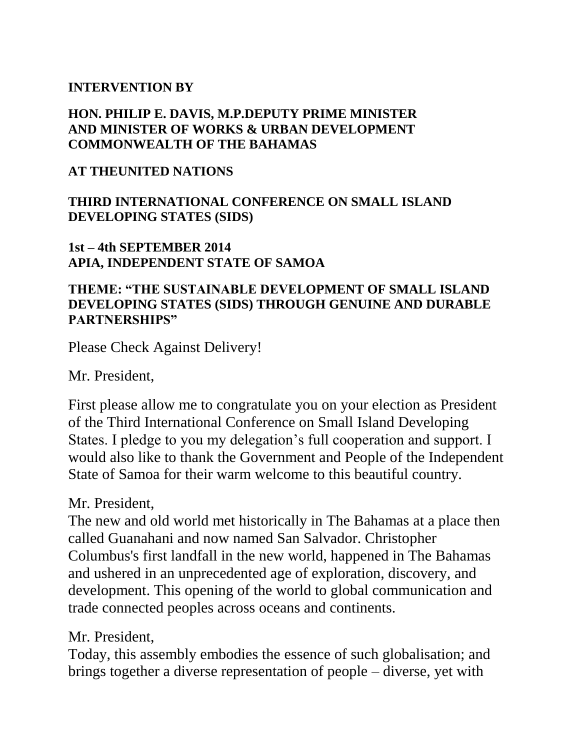**INTERVENTION BY**

**HON. PHILIP E. DAVIS, M.P.DEPUTY PRIME MINISTER AND MINISTER OF WORKS & URBAN DEVELOPMENT COMMONWEALTH OF THE BAHAMAS**

**AT THEUNITED NATIONS**

**THIRD INTERNATIONAL CONFERENCE ON SMALL ISLAND DEVELOPING STATES (SIDS)**

**1st – 4th SEPTEMBER 2014**
**APIA, INDEPENDENT STATE OF SAMOA**

**THEME: "THE SUSTAINABLE DEVELOPMENT OF SMALL ISLAND DEVELOPING STATES (SIDS) THROUGH GENUINE AND DURABLE PARTNERSHIPS"**

Please Check Against Delivery!

Mr. President,

First please allow me to congratulate you on your election as President of the Third International Conference on Small Island Developing States. I pledge to you my delegation's full cooperation and support. I would also like to thank the Government and People of the Independent State of Samoa for their warm welcome to this beautiful country.

Mr. President,
The new and old world met historically in The Bahamas at a place then called Guanahani and now named San Salvador. Christopher Columbus's first landfall in the new world, happened in The Bahamas and ushered in an unprecedented age of exploration, discovery, and development. This opening of the world to global communication and trade connected peoples across oceans and continents.

Mr. President,
Today, this assembly embodies the essence of such globalisation; and brings together a diverse representation of people – diverse, yet with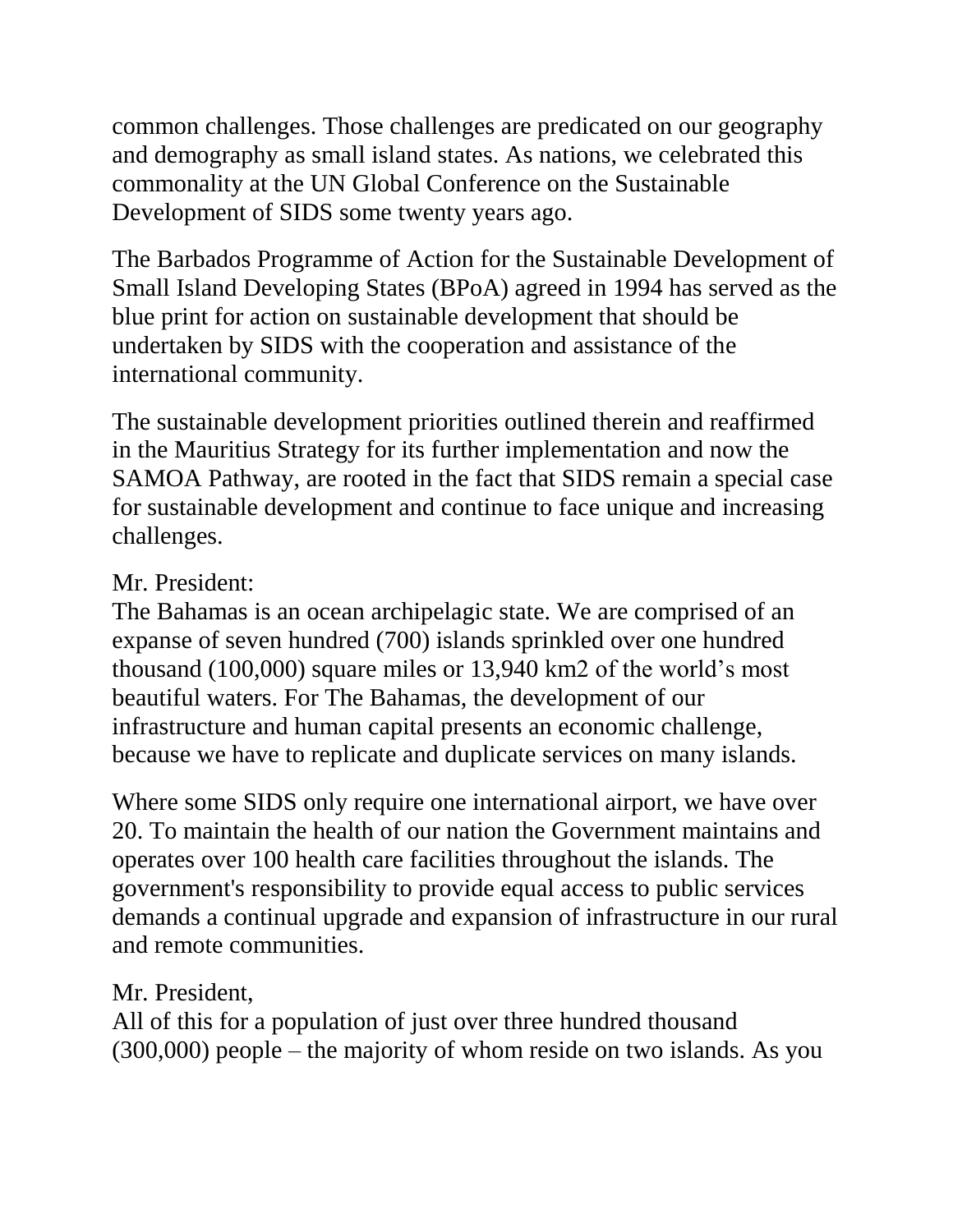common challenges. Those challenges are predicated on our geography and demography as small island states. As nations, we celebrated this commonality at the UN Global Conference on the Sustainable Development of SIDS some twenty years ago.

The Barbados Programme of Action for the Sustainable Development of Small Island Developing States (BPoA) agreed in 1994 has served as the blue print for action on sustainable development that should be undertaken by SIDS with the cooperation and assistance of the international community.

The sustainable development priorities outlined therein and reaffirmed in the Mauritius Strategy for its further implementation and now the SAMOA Pathway, are rooted in the fact that SIDS remain a special case for sustainable development and continue to face unique and increasing challenges.

Mr. President:
The Bahamas is an ocean archipelagic state. We are comprised of an expanse of seven hundred (700) islands sprinkled over one hundred thousand (100,000) square miles or 13,940 km2 of the world's most beautiful waters. For The Bahamas, the development of our infrastructure and human capital presents an economic challenge, because we have to replicate and duplicate services on many islands.

Where some SIDS only require one international airport, we have over 20. To maintain the health of our nation the Government maintains and operates over 100 health care facilities throughout the islands. The government's responsibility to provide equal access to public services demands a continual upgrade and expansion of infrastructure in our rural and remote communities.

Mr. President,
All of this for a population of just over three hundred thousand (300,000) people – the majority of whom reside on two islands. As you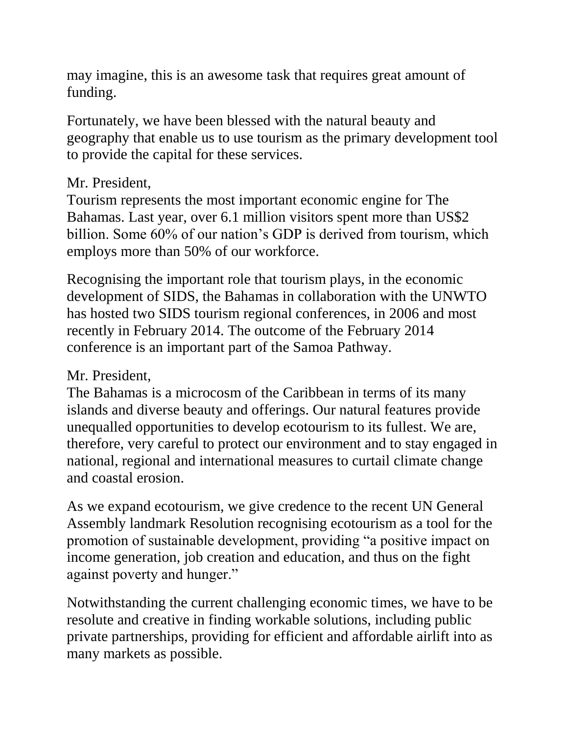may imagine, this is an awesome task that requires great amount of funding.

Fortunately, we have been blessed with the natural beauty and geography that enable us to use tourism as the primary development tool to provide the capital for these services.

Mr. President,
Tourism represents the most important economic engine for The Bahamas. Last year, over 6.1 million visitors spent more than US$2 billion. Some 60% of our nation's GDP is derived from tourism, which employs more than 50% of our workforce.

Recognising the important role that tourism plays, in the economic development of SIDS, the Bahamas in collaboration with the UNWTO has hosted two SIDS tourism regional conferences, in 2006 and most recently in February 2014. The outcome of the February 2014 conference is an important part of the Samoa Pathway.

Mr. President,
The Bahamas is a microcosm of the Caribbean in terms of its many islands and diverse beauty and offerings. Our natural features provide unequalled opportunities to develop ecotourism to its fullest. We are, therefore, very careful to protect our environment and to stay engaged in national, regional and international measures to curtail climate change and coastal erosion.

As we expand ecotourism, we give credence to the recent UN General Assembly landmark Resolution recognising ecotourism as a tool for the promotion of sustainable development, providing "a positive impact on income generation, job creation and education, and thus on the fight against poverty and hunger."

Notwithstanding the current challenging economic times, we have to be resolute and creative in finding workable solutions, including public private partnerships, providing for efficient and affordable airlift into as many markets as possible.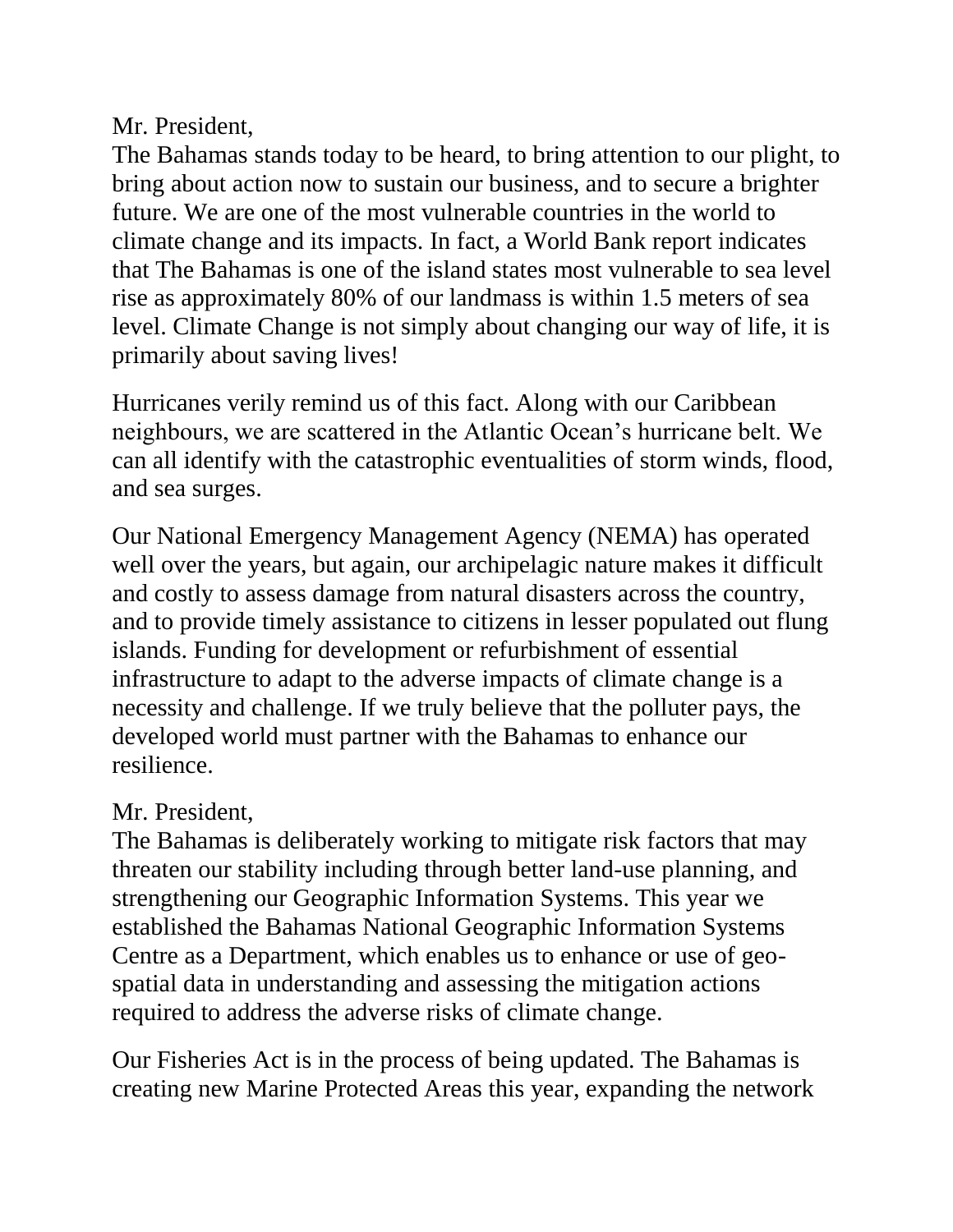Mr. President,
The Bahamas stands today to be heard, to bring attention to our plight, to bring about action now to sustain our business, and to secure a brighter future. We are one of the most vulnerable countries in the world to climate change and its impacts. In fact, a World Bank report indicates that The Bahamas is one of the island states most vulnerable to sea level rise as approximately 80% of our landmass is within 1.5 meters of sea level. Climate Change is not simply about changing our way of life, it is primarily about saving lives!

Hurricanes verily remind us of this fact. Along with our Caribbean neighbours, we are scattered in the Atlantic Ocean's hurricane belt. We can all identify with the catastrophic eventualities of storm winds, flood, and sea surges.

Our National Emergency Management Agency (NEMA) has operated well over the years, but again, our archipelagic nature makes it difficult and costly to assess damage from natural disasters across the country, and to provide timely assistance to citizens in lesser populated out flung islands. Funding for development or refurbishment of essential infrastructure to adapt to the adverse impacts of climate change is a necessity and challenge. If we truly believe that the polluter pays, the developed world must partner with the Bahamas to enhance our resilience.

Mr. President,
The Bahamas is deliberately working to mitigate risk factors that may threaten our stability including through better land-use planning, and strengthening our Geographic Information Systems. This year we established the Bahamas National Geographic Information Systems Centre as a Department, which enables us to enhance or use of geo-spatial data in understanding and assessing the mitigation actions required to address the adverse risks of climate change.

Our Fisheries Act is in the process of being updated. The Bahamas is creating new Marine Protected Areas this year, expanding the network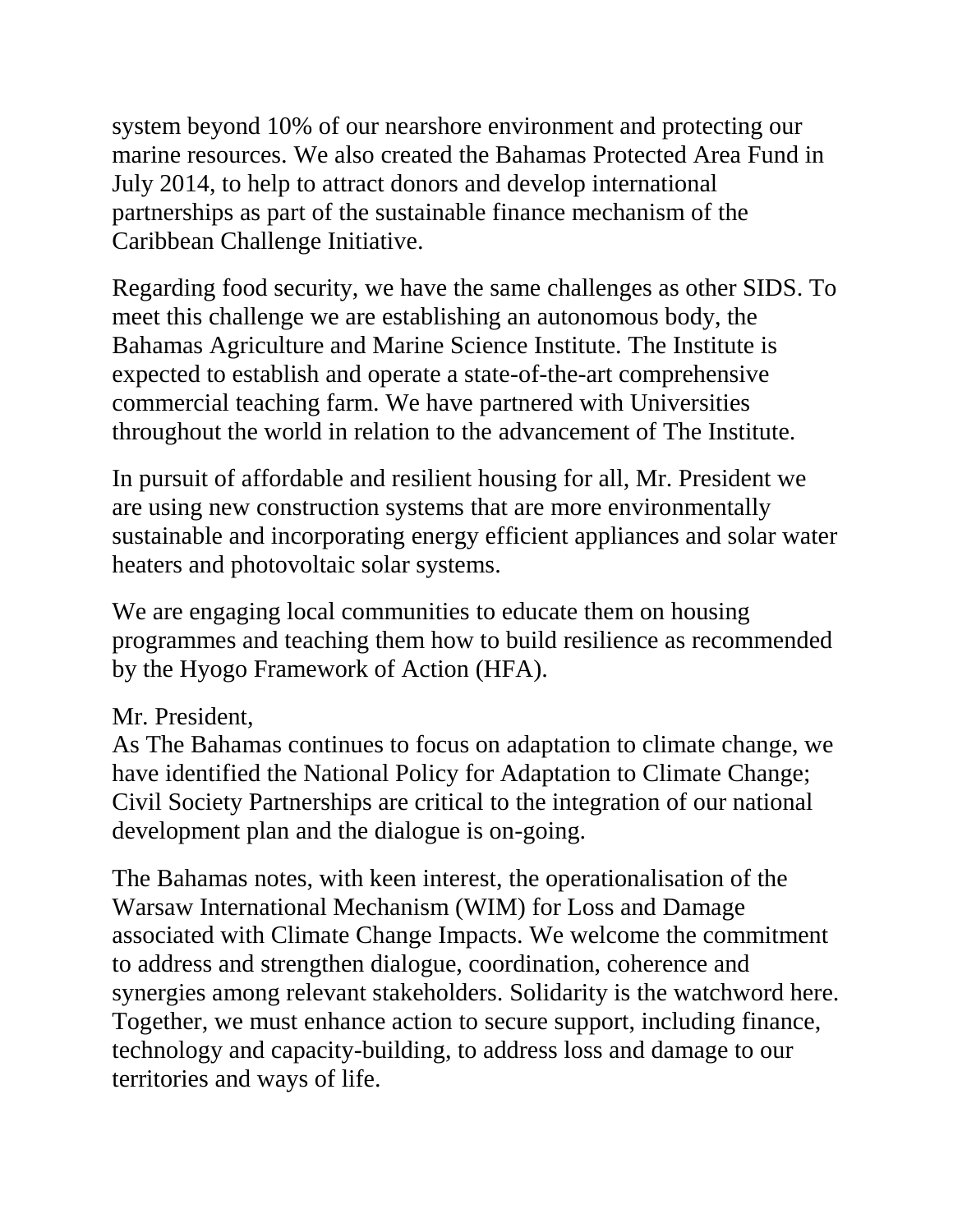system beyond 10% of our nearshore environment and protecting our marine resources. We also created the Bahamas Protected Area Fund in July 2014, to help to attract donors and develop international partnerships as part of the sustainable finance mechanism of the Caribbean Challenge Initiative.

Regarding food security, we have the same challenges as other SIDS. To meet this challenge we are establishing an autonomous body, the Bahamas Agriculture and Marine Science Institute. The Institute is expected to establish and operate a state-of-the-art comprehensive commercial teaching farm. We have partnered with Universities throughout the world in relation to the advancement of The Institute.

In pursuit of affordable and resilient housing for all, Mr. President we are using new construction systems that are more environmentally sustainable and incorporating energy efficient appliances and solar water heaters and photovoltaic solar systems.

We are engaging local communities to educate them on housing programmes and teaching them how to build resilience as recommended by the Hyogo Framework of Action (HFA).

Mr. President,
As The Bahamas continues to focus on adaptation to climate change, we have identified the National Policy for Adaptation to Climate Change; Civil Society Partnerships are critical to the integration of our national development plan and the dialogue is on-going.

The Bahamas notes, with keen interest, the operationalisation of the Warsaw International Mechanism (WIM) for Loss and Damage associated with Climate Change Impacts. We welcome the commitment to address and strengthen dialogue, coordination, coherence and synergies among relevant stakeholders. Solidarity is the watchword here. Together, we must enhance action to secure support, including finance, technology and capacity-building, to address loss and damage to our territories and ways of life.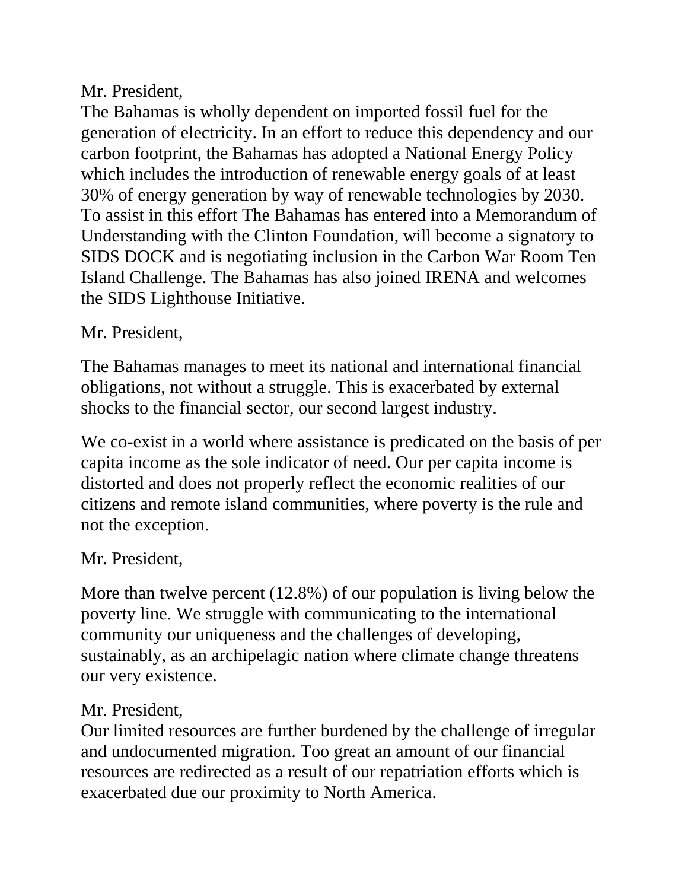Mr. President,

The Bahamas is wholly dependent on imported fossil fuel for the generation of electricity. In an effort to reduce this dependency and our carbon footprint, the Bahamas has adopted a National Energy Policy which includes the introduction of renewable energy goals of at least 30% of energy generation by way of renewable technologies by 2030. To assist in this effort The Bahamas has entered into a Memorandum of Understanding with the Clinton Foundation, will become a signatory to SIDS DOCK and is negotiating inclusion in the Carbon War Room Ten Island Challenge. The Bahamas has also joined IRENA and welcomes the SIDS Lighthouse Initiative.

Mr. President,

The Bahamas manages to meet its national and international financial obligations, not without a struggle. This is exacerbated by external shocks to the financial sector, our second largest industry.

We co-exist in a world where assistance is predicated on the basis of per capita income as the sole indicator of need. Our per capita income is distorted and does not properly reflect the economic realities of our citizens and remote island communities, where poverty is the rule and not the exception.

Mr. President,

More than twelve percent (12.8%) of our population is living below the poverty line. We struggle with communicating to the international community our uniqueness and the challenges of developing, sustainably, as an archipelagic nation where climate change threatens our very existence.

Mr. President,

Our limited resources are further burdened by the challenge of irregular and undocumented migration. Too great an amount of our financial resources are redirected as a result of our repatriation efforts which is exacerbated due our proximity to North America.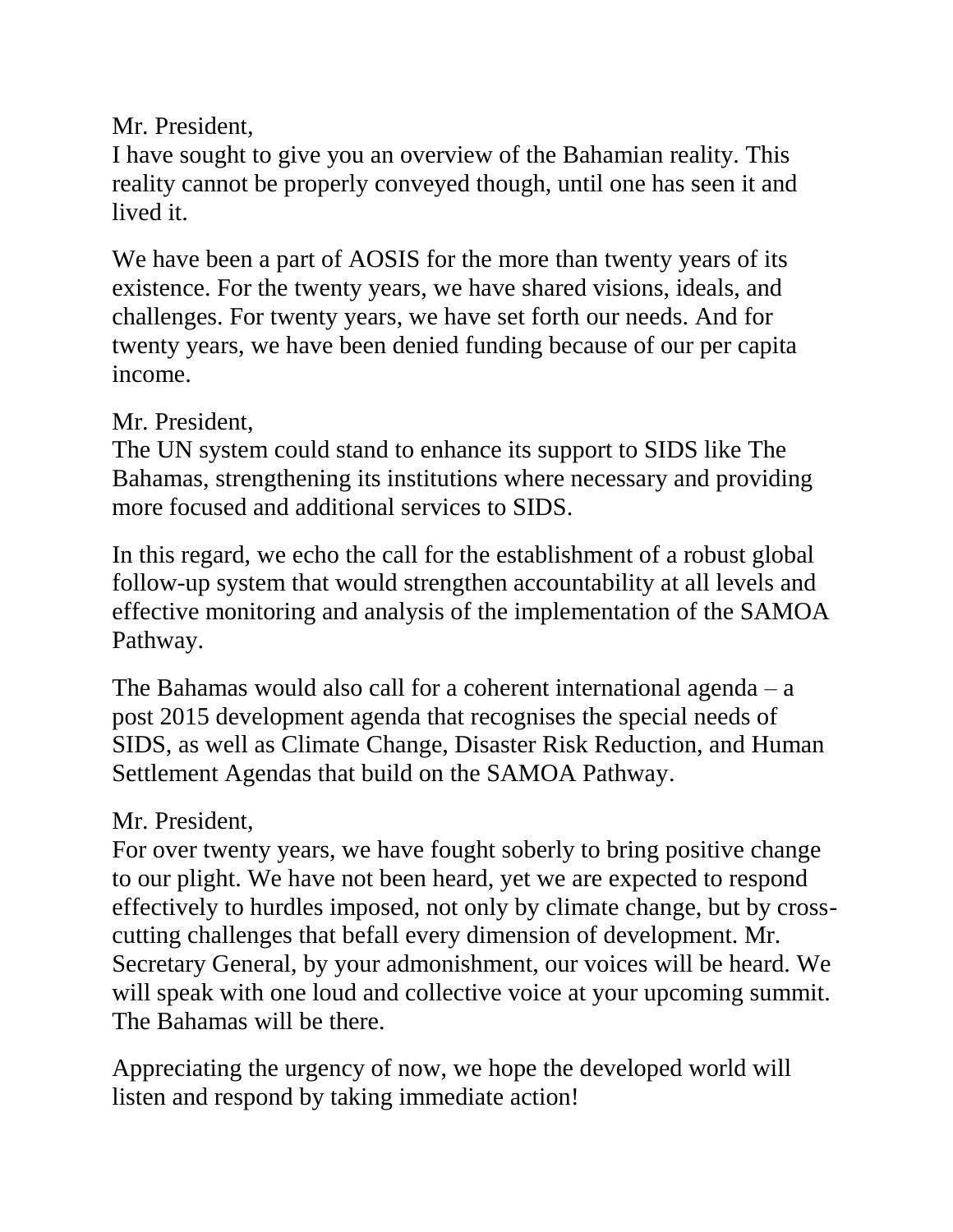Mr. President,
I have sought to give you an overview of the Bahamian reality. This reality cannot be properly conveyed though, until one has seen it and lived it.

We have been a part of AOSIS for the more than twenty years of its existence. For the twenty years, we have shared visions, ideals, and challenges. For twenty years, we have set forth our needs. And for twenty years, we have been denied funding because of our per capita income.

Mr. President,
The UN system could stand to enhance its support to SIDS like The Bahamas, strengthening its institutions where necessary and providing more focused and additional services to SIDS.

In this regard, we echo the call for the establishment of a robust global follow-up system that would strengthen accountability at all levels and effective monitoring and analysis of the implementation of the SAMOA Pathway.

The Bahamas would also call for a coherent international agenda – a post 2015 development agenda that recognises the special needs of SIDS, as well as Climate Change, Disaster Risk Reduction, and Human Settlement Agendas that build on the SAMOA Pathway.

Mr. President,
For over twenty years, we have fought soberly to bring positive change to our plight. We have not been heard, yet we are expected to respond effectively to hurdles imposed, not only by climate change, but by cross-cutting challenges that befall every dimension of development. Mr. Secretary General, by your admonishment, our voices will be heard. We will speak with one loud and collective voice at your upcoming summit. The Bahamas will be there.

Appreciating the urgency of now, we hope the developed world will listen and respond by taking immediate action!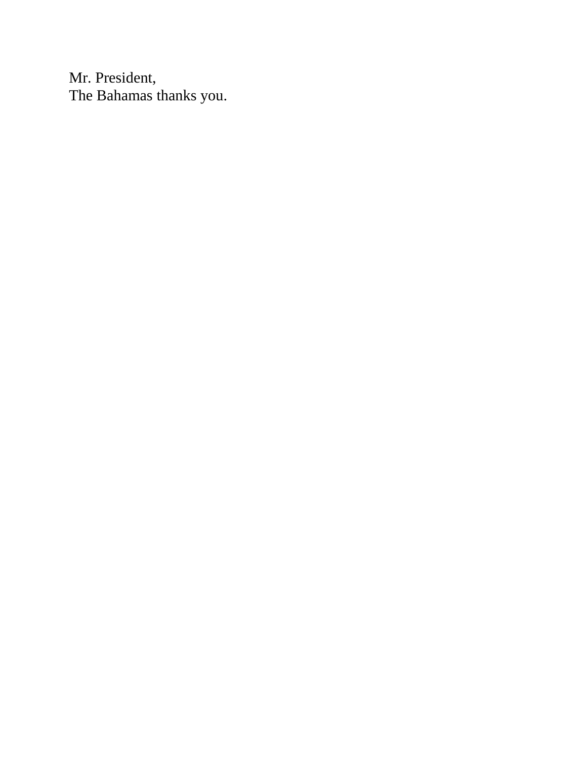Mr. President,
The Bahamas thanks you.